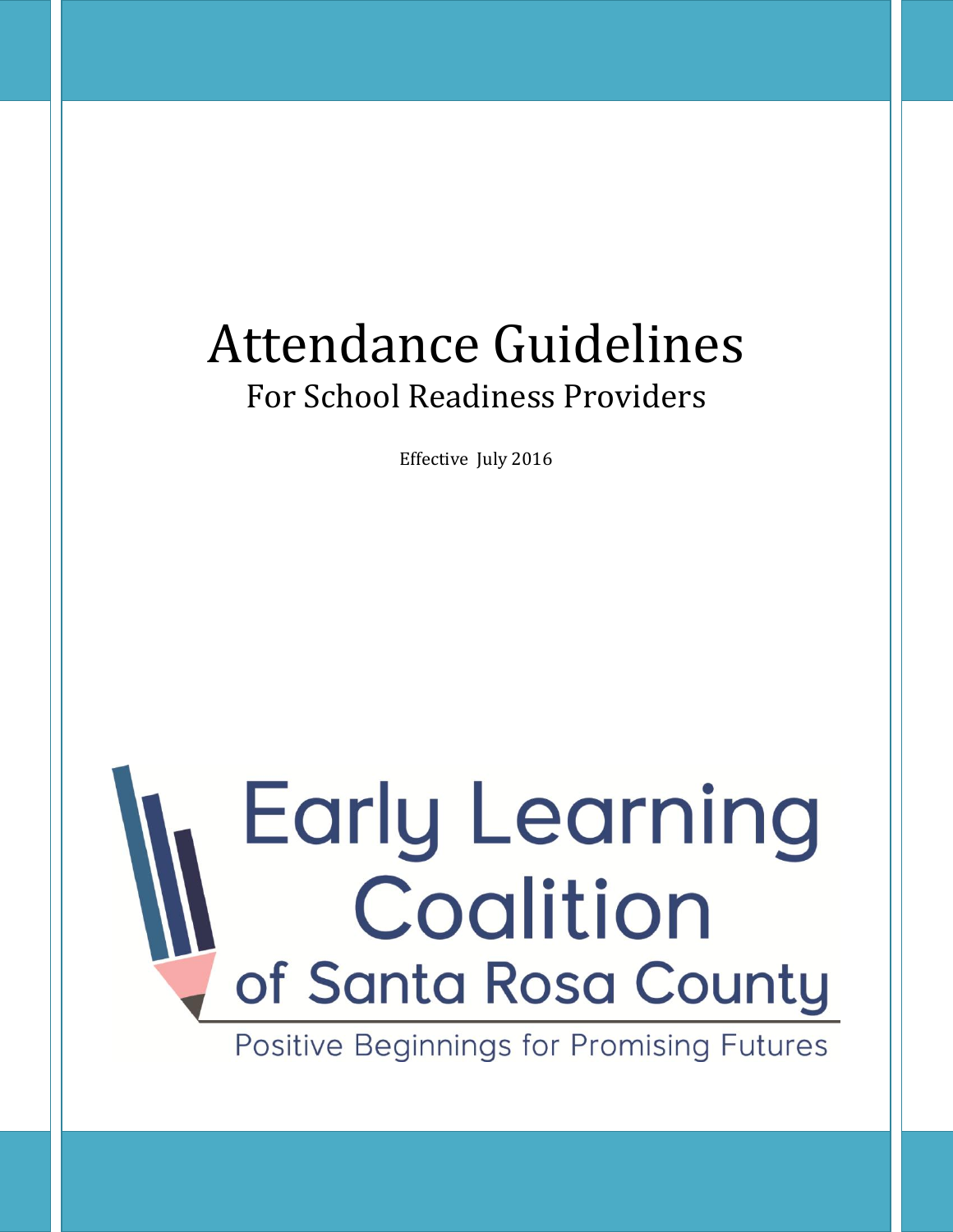# Attendance Guidelines

## For School Readiness Providers

Effective July 2016

Early Learning Coalition of Santa Rosa County

Positive Beginnings for Promising Futures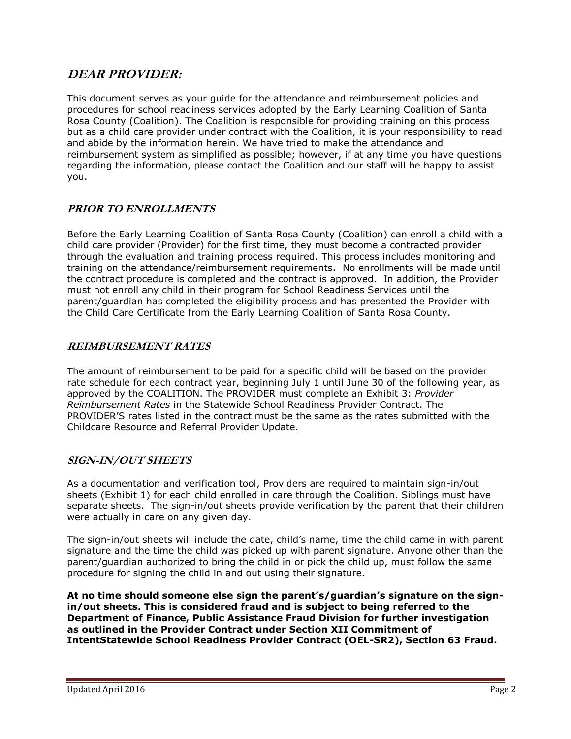## ***DEAR PROVIDER:***

This document serves as your guide for the attendance and reimbursement policies and procedures for school readiness services adopted by the Early Learning Coalition of Santa Rosa County (Coalition). The Coalition is responsible for providing training on this process but as a child care provider under contract with the Coalition, it is your responsibility to read and abide by the information herein. We have tried to make the attendance and reimbursement system as simplified as possible; however, if at any time you have questions regarding the information, please contact the Coalition and our staff will be happy to assist you.

### ***PRIOR TO ENROLLMENTS***

Before the Early Learning Coalition of Santa Rosa County (Coalition) can enroll a child with a child care provider (Provider) for the first time, they must become a contracted provider through the evaluation and training process required. This process includes monitoring and training on the attendance/reimbursement requirements. No enrollments will be made until the contract procedure is completed and the contract is approved. In addition, the Provider must not enroll any child in their program for School Readiness Services until the parent/guardian has completed the eligibility process and has presented the Provider with the Child Care Certificate from the Early Learning Coalition of Santa Rosa County.

### ***REIMBURSEMENT RATES***

The amount of reimbursement to be paid for a specific child will be based on the provider rate schedule for each contract year, beginning July 1 until June 30 of the following year, as approved by the COALITION. The PROVIDER must complete an Exhibit 3: *Provider Reimbursement Rates* in the Statewide School Readiness Provider Contract. The PROVIDER'S rates listed in the contract must be the same as the rates submitted with the Childcare Resource and Referral Provider Update.

### ***SIGN-IN/OUT SHEETS***

As a documentation and verification tool, Providers are required to maintain sign-in/out sheets (Exhibit 1) for each child enrolled in care through the Coalition. Siblings must have separate sheets. The sign-in/out sheets provide verification by the parent that their children were actually in care on any given day.

The sign-in/out sheets will include the date, child's name, time the child came in with parent signature and the time the child was picked up with parent signature. Anyone other than the parent/guardian authorized to bring the child in or pick the child up, must follow the same procedure for signing the child in and out using their signature.

**At no time should someone else sign the parent's/guardian's signature on the sign-in/out sheets. This is considered fraud and is subject to being referred to the Department of Finance, Public Assistance Fraud Division for further investigation as outlined in the Provider Contract under Section XII Commitment of IntentStatewide School Readiness Provider Contract (OEL-SR2), Section 63 Fraud.**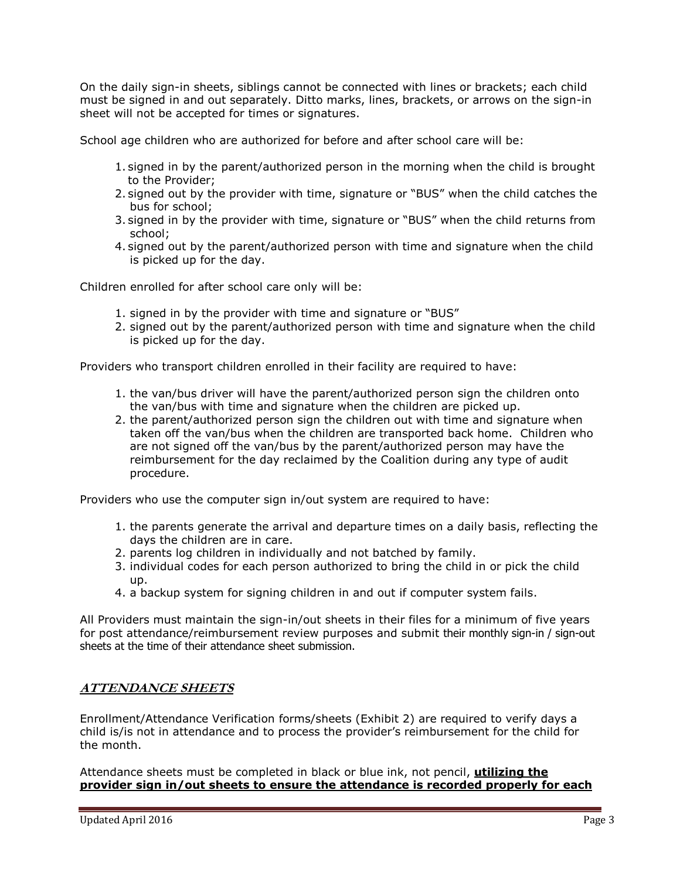On the daily sign-in sheets, siblings cannot be connected with lines or brackets; each child must be signed in and out separately. Ditto marks, lines, brackets, or arrows on the sign-in sheet will not be accepted for times or signatures.

School age children who are authorized for before and after school care will be:

1. signed in by the parent/authorized person in the morning when the child is brought to the Provider;
2. signed out by the provider with time, signature or "BUS" when the child catches the bus for school;
3. signed in by the provider with time, signature or "BUS" when the child returns from school;
4. signed out by the parent/authorized person with time and signature when the child is picked up for the day.

Children enrolled for after school care only will be:

1. signed in by the provider with time and signature or "BUS"
2. signed out by the parent/authorized person with time and signature when the child is picked up for the day.

Providers who transport children enrolled in their facility are required to have:

1. the van/bus driver will have the parent/authorized person sign the children onto the van/bus with time and signature when the children are picked up.
2. the parent/authorized person sign the children out with time and signature when taken off the van/bus when the children are transported back home. Children who are not signed off the van/bus by the parent/authorized person may have the reimbursement for the day reclaimed by the Coalition during any type of audit procedure.

Providers who use the computer sign in/out system are required to have:

1. the parents generate the arrival and departure times on a daily basis, reflecting the days the children are in care.
2. parents log children in individually and not batched by family.
3. individual codes for each person authorized to bring the child in or pick the child up.
4. a backup system for signing children in and out if computer system fails.

All Providers must maintain the sign-in/out sheets in their files for a minimum of five years for post attendance/reimbursement review purposes and submit their monthly sign-in / sign-out sheets at the time of their attendance sheet submission.

## ***ATTENDANCE SHEETS***

Enrollment/Attendance Verification forms/sheets (Exhibit 2) are required to verify days a child is/is not in attendance and to process the provider's reimbursement for the child for the month.

Attendance sheets must be completed in black or blue ink, not pencil, **utilizing the provider sign in/out sheets to ensure the attendance is recorded properly for each**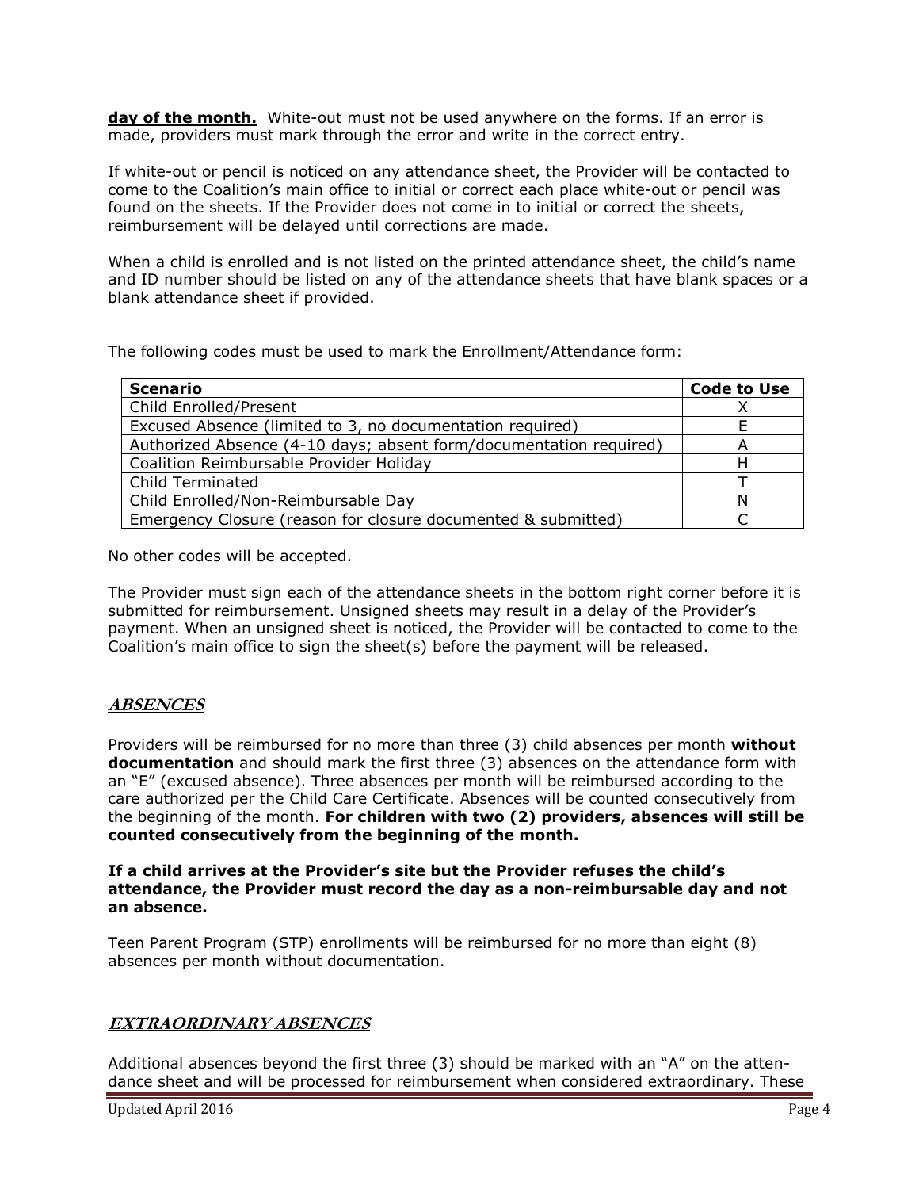**day of the month.** White-out must not be used anywhere on the forms. If an error is made, providers must mark through the error and write in the correct entry.

If white-out or pencil is noticed on any attendance sheet, the Provider will be contacted to come to the Coalition's main office to initial or correct each place white-out or pencil was found on the sheets. If the Provider does not come in to initial or correct the sheets, reimbursement will be delayed until corrections are made.

When a child is enrolled and is not listed on the printed attendance sheet, the child's name and ID number should be listed on any of the attendance sheets that have blank spaces or a blank attendance sheet if provided.

The following codes must be used to mark the Enrollment/Attendance form:

| **Scenario** | **Code to Use** |
|---|---|
| Child Enrolled/Present | X |
| Excused Absence (limited to 3, no documentation required) | E |
| Authorized Absence (4-10 days; absent form/documentation required) | A |
| Coalition Reimbursable Provider Holiday | H |
| Child Terminated | T |
| Child Enrolled/Non-Reimbursable Day | N |
| Emergency Closure (reason for closure documented & submitted) | C |

No other codes will be accepted.

The Provider must sign each of the attendance sheets in the bottom right corner before it is submitted for reimbursement. Unsigned sheets may result in a delay of the Provider's payment. When an unsigned sheet is noticed, the Provider will be contacted to come to the Coalition's main office to sign the sheet(s) before the payment will be released.

## ***ABSENCES***

Providers will be reimbursed for no more than three (3) child absences per month **without documentation** and should mark the first three (3) absences on the attendance form with an "E" (excused absence). Three absences per month will be reimbursed according to the care authorized per the Child Care Certificate. Absences will be counted consecutively from the beginning of the month. **For children with two (2) providers, absences will still be counted consecutively from the beginning of the month.**

**If a child arrives at the Provider's site but the Provider refuses the child's attendance, the Provider must record the day as a non-reimbursable day and not an absence.**

Teen Parent Program (STP) enrollments will be reimbursed for no more than eight (8) absences per month without documentation.

## ***EXTRAORDINARY ABSENCES***

Additional absences beyond the first three (3) should be marked with an "A" on the attendance sheet and will be processed for reimbursement when considered extraordinary. These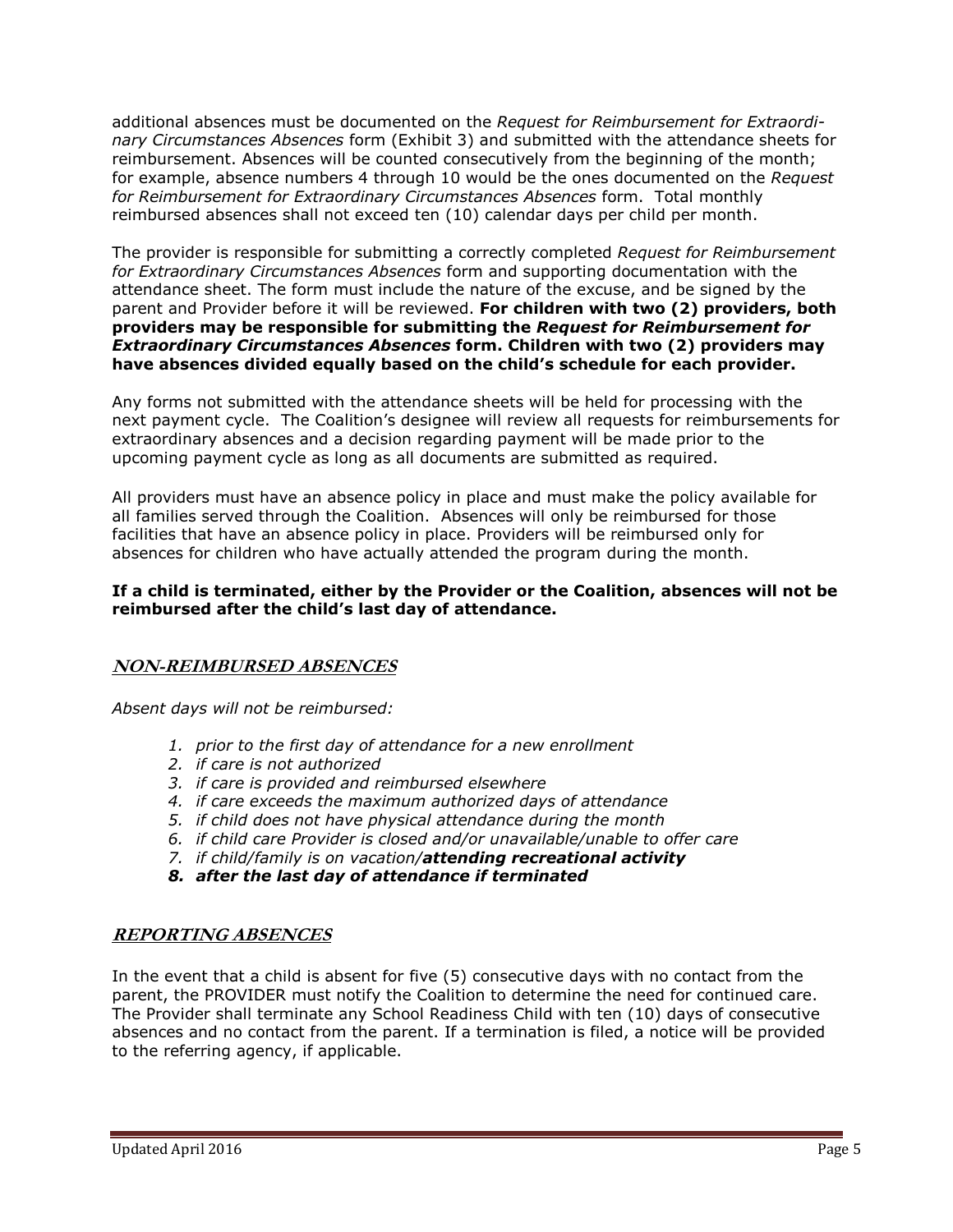additional absences must be documented on the *Request for Reimbursement for Extraordinary Circumstances Absences* form (Exhibit 3) and submitted with the attendance sheets for reimbursement. Absences will be counted consecutively from the beginning of the month; for example, absence numbers 4 through 10 would be the ones documented on the *Request for Reimbursement for Extraordinary Circumstances Absences* form. Total monthly reimbursed absences shall not exceed ten (10) calendar days per child per month.

The provider is responsible for submitting a correctly completed *Request for Reimbursement for Extraordinary Circumstances Absences* form and supporting documentation with the attendance sheet. The form must include the nature of the excuse, and be signed by the parent and Provider before it will be reviewed. **For children with two (2) providers, both providers may be responsible for submitting the *Request for Reimbursement for Extraordinary Circumstances Absences* form. Children with two (2) providers may have absences divided equally based on the child's schedule for each provider.**

Any forms not submitted with the attendance sheets will be held for processing with the next payment cycle. The Coalition's designee will review all requests for reimbursements for extraordinary absences and a decision regarding payment will be made prior to the upcoming payment cycle as long as all documents are submitted as required.

All providers must have an absence policy in place and must make the policy available for all families served through the Coalition. Absences will only be reimbursed for those facilities that have an absence policy in place. Providers will be reimbursed only for absences for children who have actually attended the program during the month.

**If a child is terminated, either by the Provider or the Coalition, absences will not be reimbursed after the child's last day of attendance.**

## NON-REIMBURSED ABSENCES

*Absent days will not be reimbursed:*

1. *prior to the first day of attendance for a new enrollment*
2. *if care is not authorized*
3. *if care is provided and reimbursed elsewhere*
4. *if care exceeds the maximum authorized days of attendance*
5. *if child does not have physical attendance during the month*
6. *if child care Provider is closed and/or unavailable/unable to offer care*
7. *if child/family is on vacation/**attending recreational activity***
8. ***after the last day of attendance if terminated***

## REPORTING ABSENCES

In the event that a child is absent for five (5) consecutive days with no contact from the parent, the PROVIDER must notify the Coalition to determine the need for continued care. The Provider shall terminate any School Readiness Child with ten (10) days of consecutive absences and no contact from the parent. If a termination is filed, a notice will be provided to the referring agency, if applicable.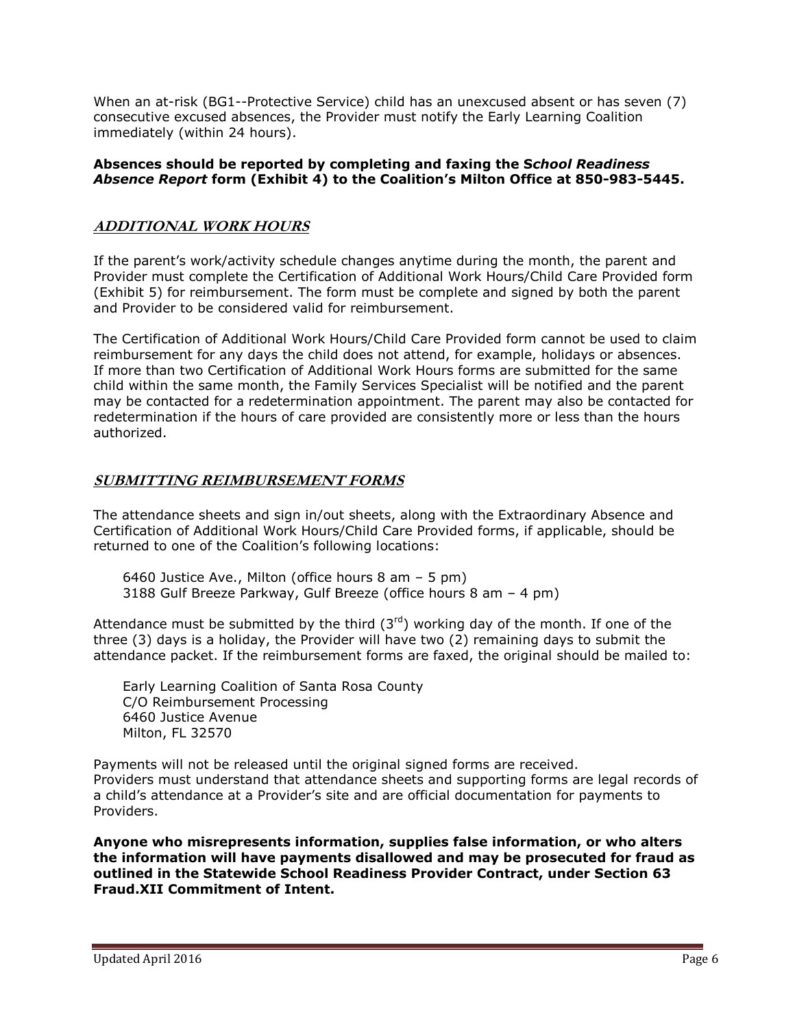When an at-risk (BG1--Protective Service) child has an unexcused absent or has seven (7) consecutive excused absences, the Provider must notify the Early Learning Coalition immediately (within 24 hours).

**Absences should be reported by completing and faxing the S*chool Readiness Absence Report* form (Exhibit 4) to the Coalition's Milton Office at 850-983-5445.**

## ***ADDITIONAL WORK HOURS***

If the parent's work/activity schedule changes anytime during the month, the parent and Provider must complete the Certification of Additional Work Hours/Child Care Provided form (Exhibit 5) for reimbursement. The form must be complete and signed by both the parent and Provider to be considered valid for reimbursement.

The Certification of Additional Work Hours/Child Care Provided form cannot be used to claim reimbursement for any days the child does not attend, for example, holidays or absences. If more than two Certification of Additional Work Hours forms are submitted for the same child within the same month, the Family Services Specialist will be notified and the parent may be contacted for a redetermination appointment. The parent may also be contacted for redetermination if the hours of care provided are consistently more or less than the hours authorized.

## ***SUBMITTING REIMBURSEMENT FORMS***

The attendance sheets and sign in/out sheets, along with the Extraordinary Absence and Certification of Additional Work Hours/Child Care Provided forms, if applicable, should be returned to one of the Coalition's following locations:

6460 Justice Ave., Milton (office hours 8 am – 5 pm)
3188 Gulf Breeze Parkway, Gulf Breeze (office hours 8 am – 4 pm)

Attendance must be submitted by the third (3rd) working day of the month. If one of the three (3) days is a holiday, the Provider will have two (2) remaining days to submit the attendance packet. If the reimbursement forms are faxed, the original should be mailed to:

Early Learning Coalition of Santa Rosa County
C/O Reimbursement Processing
6460 Justice Avenue
Milton, FL 32570

Payments will not be released until the original signed forms are received.
Providers must understand that attendance sheets and supporting forms are legal records of a child's attendance at a Provider's site and are official documentation for payments to Providers.

**Anyone who misrepresents information, supplies false information, or who alters the information will have payments disallowed and may be prosecuted for fraud as outlined in the Statewide School Readiness Provider Contract, under Section 63 Fraud.XII Commitment of Intent.**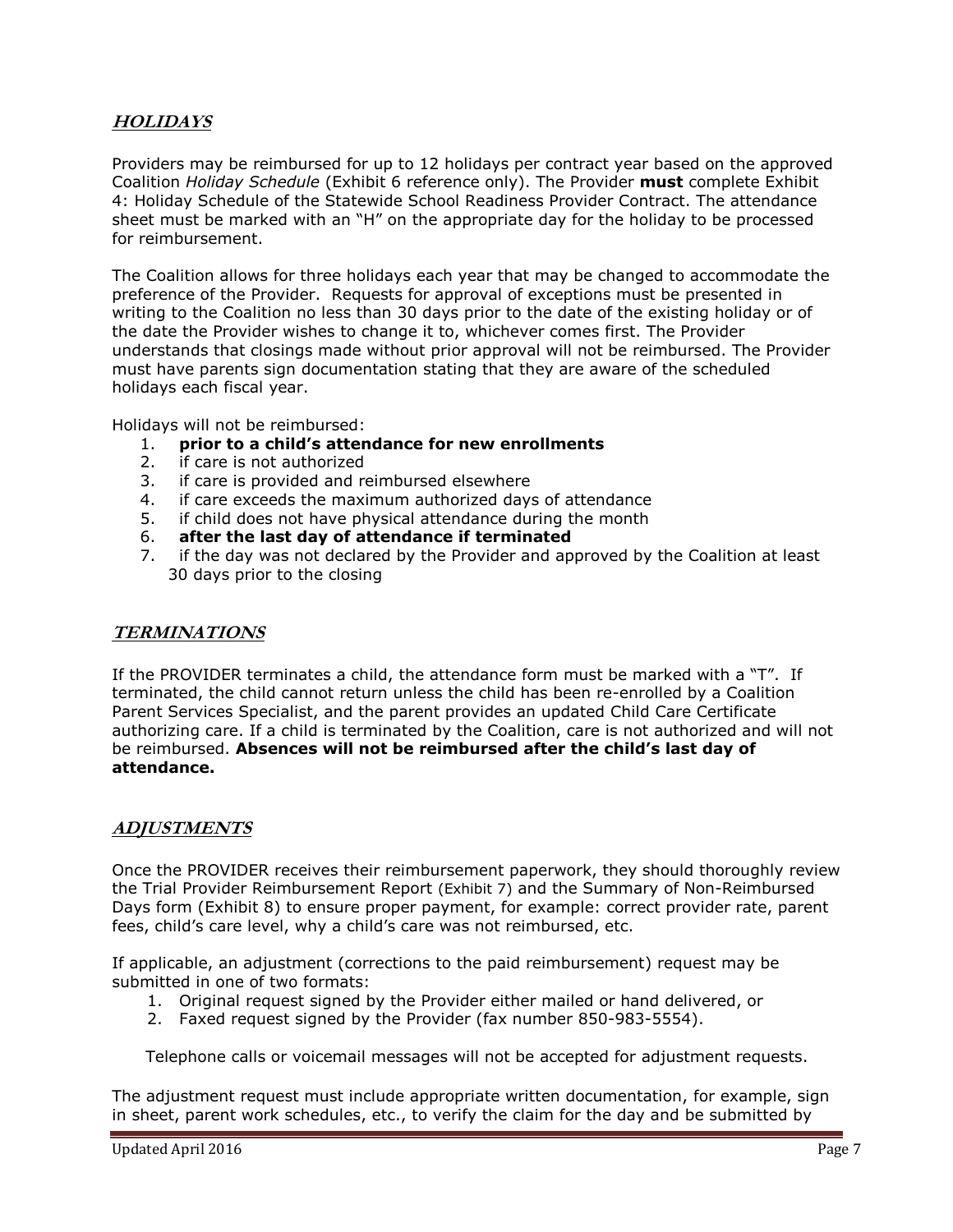## ***HOLIDAYS***

Providers may be reimbursed for up to 12 holidays per contract year based on the approved Coalition *Holiday Schedule* (Exhibit 6 reference only). The Provider **must** complete Exhibit 4: Holiday Schedule of the Statewide School Readiness Provider Contract. The attendance sheet must be marked with an "H" on the appropriate day for the holiday to be processed for reimbursement.

The Coalition allows for three holidays each year that may be changed to accommodate the preference of the Provider. Requests for approval of exceptions must be presented in writing to the Coalition no less than 30 days prior to the date of the existing holiday or of the date the Provider wishes to change it to, whichever comes first. The Provider understands that closings made without prior approval will not be reimbursed. The Provider must have parents sign documentation stating that they are aware of the scheduled holidays each fiscal year.

Holidays will not be reimbursed:

1. **prior to a child's attendance for new enrollments**
2. if care is not authorized
3. if care is provided and reimbursed elsewhere
4. if care exceeds the maximum authorized days of attendance
5. if child does not have physical attendance during the month
6. **after the last day of attendance if terminated**
7. if the day was not declared by the Provider and approved by the Coalition at least 30 days prior to the closing

## ***TERMINATIONS***

If the PROVIDER terminates a child, the attendance form must be marked with a "T". If terminated, the child cannot return unless the child has been re-enrolled by a Coalition Parent Services Specialist, and the parent provides an updated Child Care Certificate authorizing care. If a child is terminated by the Coalition, care is not authorized and will not be reimbursed. **Absences will not be reimbursed after the child's last day of attendance.**

## ***ADJUSTMENTS***

Once the PROVIDER receives their reimbursement paperwork, they should thoroughly review the Trial Provider Reimbursement Report (Exhibit 7) and the Summary of Non-Reimbursed Days form (Exhibit 8) to ensure proper payment, for example: correct provider rate, parent fees, child's care level, why a child's care was not reimbursed, etc.

If applicable, an adjustment (corrections to the paid reimbursement) request may be submitted in one of two formats:

1. Original request signed by the Provider either mailed or hand delivered, or
2. Faxed request signed by the Provider (fax number 850-983-5554).

Telephone calls or voicemail messages will not be accepted for adjustment requests.

The adjustment request must include appropriate written documentation, for example, sign in sheet, parent work schedules, etc., to verify the claim for the day and be submitted by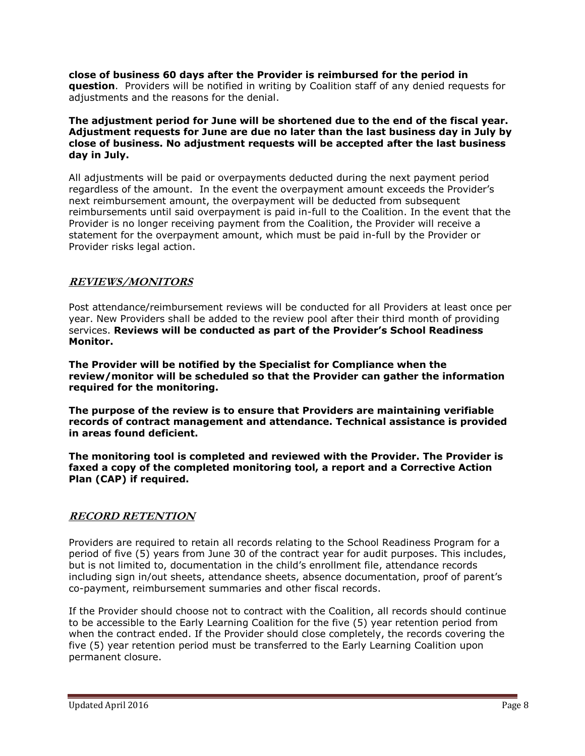**close of business 60 days after the Provider is reimbursed for the period in question**. Providers will be notified in writing by Coalition staff of any denied requests for adjustments and the reasons for the denial.

**The adjustment period for June will be shortened due to the end of the fiscal year. Adjustment requests for June are due no later than the last business day in July by close of business. No adjustment requests will be accepted after the last business day in July.**

All adjustments will be paid or overpayments deducted during the next payment period regardless of the amount. In the event the overpayment amount exceeds the Provider's next reimbursement amount, the overpayment will be deducted from subsequent reimbursements until said overpayment is paid in-full to the Coalition. In the event that the Provider is no longer receiving payment from the Coalition, the Provider will receive a statement for the overpayment amount, which must be paid in-full by the Provider or Provider risks legal action.

## ***REVIEWS/MONITORS***

Post attendance/reimbursement reviews will be conducted for all Providers at least once per year. New Providers shall be added to the review pool after their third month of providing services. **Reviews will be conducted as part of the Provider's School Readiness Monitor.**

**The Provider will be notified by the Specialist for Compliance when the review/monitor will be scheduled so that the Provider can gather the information required for the monitoring.**

**The purpose of the review is to ensure that Providers are maintaining verifiable records of contract management and attendance. Technical assistance is provided in areas found deficient.**

**The monitoring tool is completed and reviewed with the Provider. The Provider is faxed a copy of the completed monitoring tool, a report and a Corrective Action Plan (CAP) if required.**

## ***RECORD RETENTION***

Providers are required to retain all records relating to the School Readiness Program for a period of five (5) years from June 30 of the contract year for audit purposes. This includes, but is not limited to, documentation in the child's enrollment file, attendance records including sign in/out sheets, attendance sheets, absence documentation, proof of parent's co-payment, reimbursement summaries and other fiscal records.

If the Provider should choose not to contract with the Coalition, all records should continue to be accessible to the Early Learning Coalition for the five (5) year retention period from when the contract ended. If the Provider should close completely, the records covering the five (5) year retention period must be transferred to the Early Learning Coalition upon permanent closure.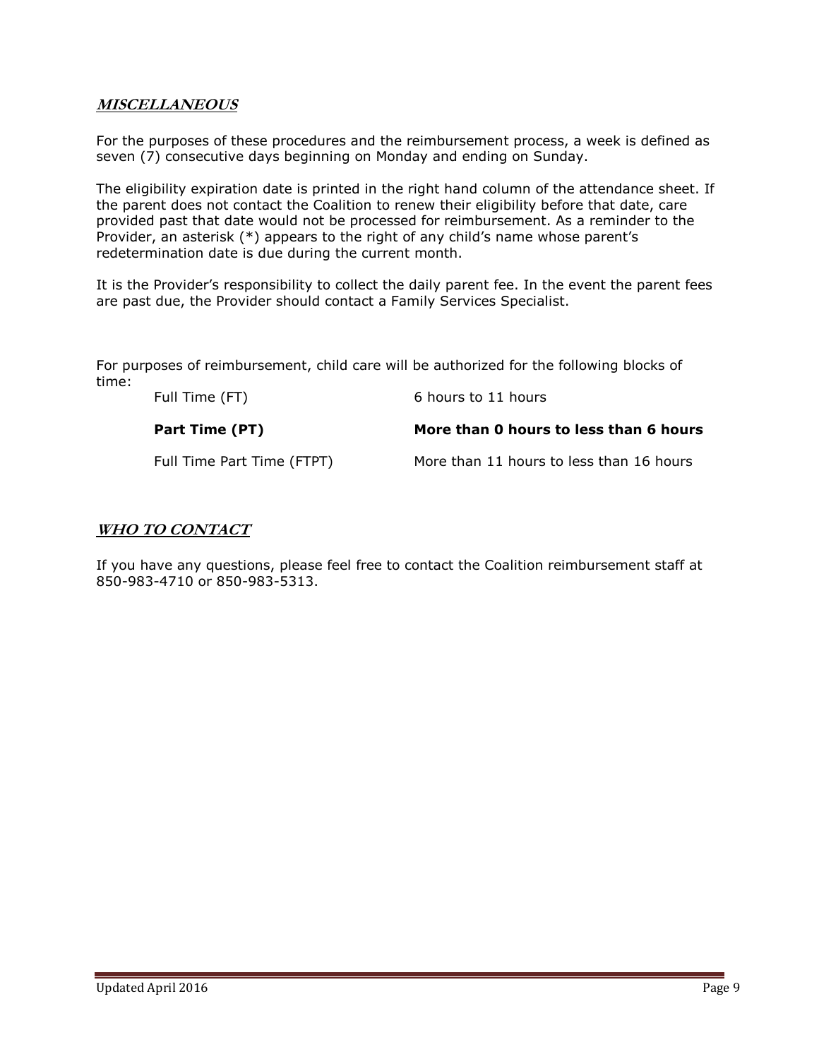## ***MISCELLANEOUS***

For the purposes of these procedures and the reimbursement process, a week is defined as seven (7) consecutive days beginning on Monday and ending on Sunday.

The eligibility expiration date is printed in the right hand column of the attendance sheet. If the parent does not contact the Coalition to renew their eligibility before that date, care provided past that date would not be processed for reimbursement. As a reminder to the Provider, an asterisk (*) appears to the right of any child's name whose parent's redetermination date is due during the current month.

It is the Provider's responsibility to collect the daily parent fee. In the event the parent fees are past due, the Provider should contact a Family Services Specialist.

For purposes of reimbursement, child care will be authorized for the following blocks of time:

| | |
|---|---|
| Full Time (FT) | 6 hours to 11 hours |
| **Part Time (PT)** | **More than 0 hours to less than 6 hours** |
| Full Time Part Time (FTPT) | More than 11 hours to less than 16 hours |

## ***WHO TO CONTACT***

If you have any questions, please feel free to contact the Coalition reimbursement staff at 850-983-4710 or 850-983-5313.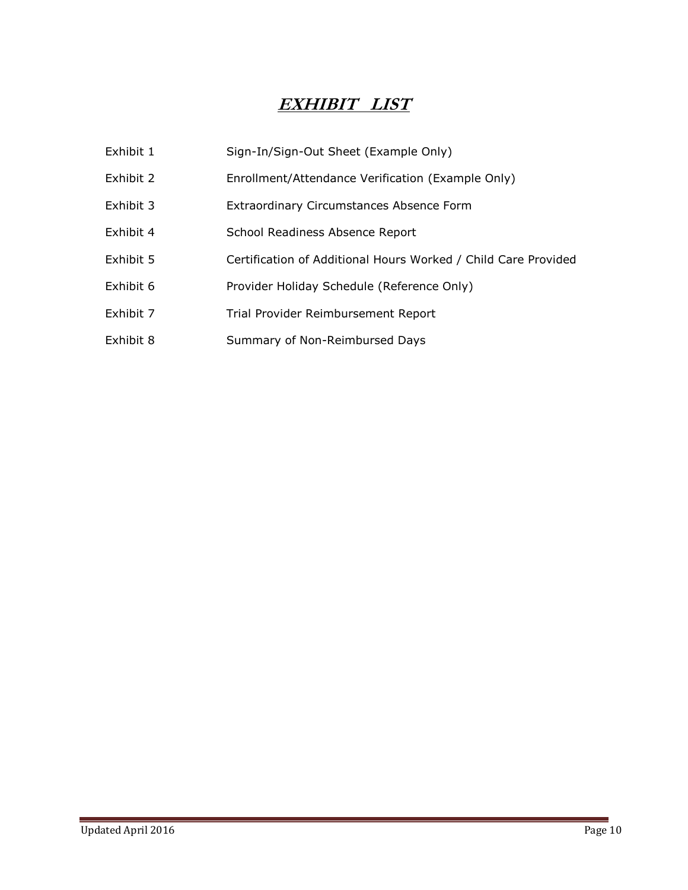# ***EXHIBIT LIST***

| | |
|---|---|
| Exhibit 1 | Sign-In/Sign-Out Sheet (Example Only) |
| Exhibit 2 | Enrollment/Attendance Verification (Example Only) |
| Exhibit 3 | Extraordinary Circumstances Absence Form |
| Exhibit 4 | School Readiness Absence Report |
| Exhibit 5 | Certification of Additional Hours Worked / Child Care Provided |
| Exhibit 6 | Provider Holiday Schedule (Reference Only) |
| Exhibit 7 | Trial Provider Reimbursement Report |
| Exhibit 8 | Summary of Non-Reimbursed Days |